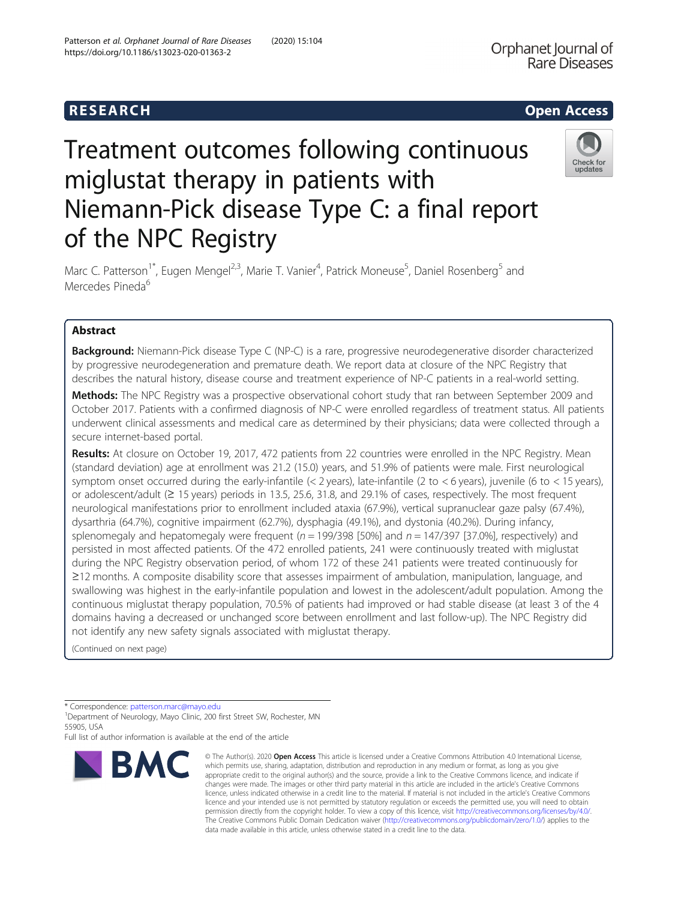# Treatment outcomes following continuous miglustat therapy in patients with Niemann-Pick disease Type C: a final report of the NPC Registry

Marc C. Patterson[1*], Eugen Mengel[2,3], Marie T. Vanier[4], Patrick Moneuse[5], Daniel Rosenberg[5] and Mercedes Pineda[6]

## Abstract

**Background:** Niemann-Pick disease Type C (NP-C) is a rare, progressive neurodegenerative disorder characterized by progressive neurodegeneration and premature death. We report data at closure of the NPC Registry that describes the natural history, disease course and treatment experience of NP-C patients in a real-world setting.

**Methods:** The NPC Registry was a prospective observational cohort study that ran between September 2009 and October 2017. Patients with a confirmed diagnosis of NP-C were enrolled regardless of treatment status. All patients underwent clinical assessments and medical care as determined by their physicians; data were collected through a secure internet-based portal.

**Results:** At closure on October 19, 2017, 472 patients from 22 countries were enrolled in the NPC Registry. Mean (standard deviation) age at enrollment was 21.2 (15.0) years, and 51.9% of patients were male. First neurological symptom onset occurred during the early-infantile (< 2 years), late-infantile (2 to < 6 years), juvenile (6 to < 15 years), or adolescent/adult (≥ 15 years) periods in 13.5, 25.6, 31.8, and 29.1% of cases, respectively. The most frequent neurological manifestations prior to enrollment included ataxia (67.9%), vertical supranuclear gaze palsy (67.4%), dysarthria (64.7%), cognitive impairment (62.7%), dysphagia (49.1%), and dystonia (40.2%). During infancy, splenomegaly and hepatomegaly were frequent ($n = 199/398$ [50%] and $n = 147/397$ [37.0%], respectively) and persisted in most affected patients. Of the 472 enrolled patients, 241 were continuously treated with miglustat during the NPC Registry observation period, of whom 172 of these 241 patients were treated continuously for ≥12 months. A composite disability score that assesses impairment of ambulation, manipulation, language, and swallowing was highest in the early-infantile population and lowest in the adolescent/adult population. Among the continuous miglustat therapy population, 70.5% of patients had improved or had stable disease (at least 3 of the 4 domains having a decreased or unchanged score between enrollment and last follow-up). The NPC Registry did not identify any new safety signals associated with miglustat therapy.

(Continued on next page)

* Correspondence: patterson.marc@mayo.edu
[1]Department of Neurology, Mayo Clinic, 200 first Street SW, Rochester, MN 55905, USA
Full list of author information is available at the end of the article

© The Author(s). 2020 **Open Access** This article is licensed under a Creative Commons Attribution 4.0 International License, which permits use, sharing, adaptation, distribution and reproduction in any medium or format, as long as you give appropriate credit to the original author(s) and the source, provide a link to the Creative Commons licence, and indicate if changes were made. The images or other third party material in this article are included in the article's Creative Commons licence, unless indicated otherwise in a credit line to the material. If material is not included in the article's Creative Commons licence and your intended use is not permitted by statutory regulation or exceeds the permitted use, you will need to obtain permission directly from the copyright holder. To view a copy of this licence, visit http://creativecommons.org/licenses/by/4.0/. The Creative Commons Public Domain Dedication waiver (http://creativecommons.org/publicdomain/zero/1.0/) applies to the data made available in this article, unless otherwise stated in a credit line to the data.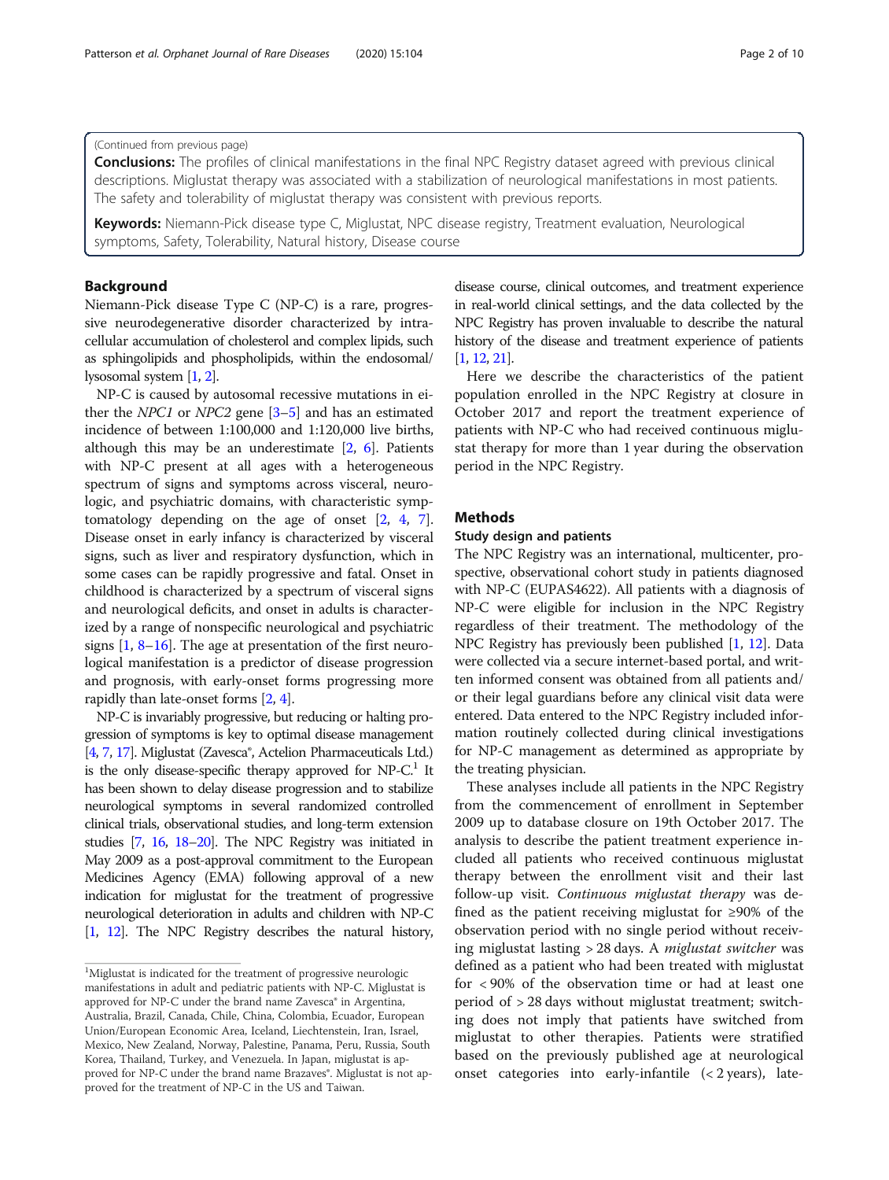(Continued from previous page)

**Conclusions:** The profiles of clinical manifestations in the final NPC Registry dataset agreed with previous clinical descriptions. Miglustat therapy was associated with a stabilization of neurological manifestations in most patients. The safety and tolerability of miglustat therapy was consistent with previous reports.

**Keywords:** Niemann-Pick disease type C, Miglustat, NPC disease registry, Treatment evaluation, Neurological symptoms, Safety, Tolerability, Natural history, Disease course

## Background

Niemann-Pick disease Type C (NP-C) is a rare, progressive neurodegenerative disorder characterized by intracellular accumulation of cholesterol and complex lipids, such as sphingolipids and phospholipids, within the endosomal/lysosomal system [1, 2].

NP-C is caused by autosomal recessive mutations in either the *NPC1* or *NPC2* gene [3–5] and has an estimated incidence of between 1:100,000 and 1:120,000 live births, although this may be an underestimate [2, 6]. Patients with NP-C present at all ages with a heterogeneous spectrum of signs and symptoms across visceral, neurologic, and psychiatric domains, with characteristic symptomatology depending on the age of onset [2, 4, 7]. Disease onset in early infancy is characterized by visceral signs, such as liver and respiratory dysfunction, which in some cases can be rapidly progressive and fatal. Onset in childhood is characterized by a spectrum of visceral signs and neurological deficits, and onset in adults is characterized by a range of nonspecific neurological and psychiatric signs [1, 8–16]. The age at presentation of the first neurological manifestation is a predictor of disease progression and prognosis, with early-onset forms progressing more rapidly than late-onset forms [2, 4].

NP-C is invariably progressive, but reducing or halting progression of symptoms is key to optimal disease management [4, 7, 17]. Miglustat (Zavesca®, Actelion Pharmaceuticals Ltd.) is the only disease-specific therapy approved for NP-C.[1] It has been shown to delay disease progression and to stabilize neurological symptoms in several randomized controlled clinical trials, observational studies, and long-term extension studies [7, 16, 18–20]. The NPC Registry was initiated in May 2009 as a post-approval commitment to the European Medicines Agency (EMA) following approval of a new indication for miglustat for the treatment of progressive neurological deterioration in adults and children with NP-C [1, 12]. The NPC Registry describes the natural history, disease course, clinical outcomes, and treatment experience in real-world clinical settings, and the data collected by the NPC Registry has proven invaluable to describe the natural history of the disease and treatment experience of patients [1, 12, 21].

Here we describe the characteristics of the patient population enrolled in the NPC Registry at closure in October 2017 and report the treatment experience of patients with NP-C who had received continuous miglustat therapy for more than 1 year during the observation period in the NPC Registry.

## Methods

### Study design and patients

The NPC Registry was an international, multicenter, prospective, observational cohort study in patients diagnosed with NP-C (EUPAS4622). All patients with a diagnosis of NP-C were eligible for inclusion in the NPC Registry regardless of their treatment. The methodology of the NPC Registry has previously been published [1, 12]. Data were collected via a secure internet-based portal, and written informed consent was obtained from all patients and/or their legal guardians before any clinical visit data were entered. Data entered to the NPC Registry included information routinely collected during clinical investigations for NP-C management as determined as appropriate by the treating physician.

These analyses include all patients in the NPC Registry from the commencement of enrollment in September 2009 up to database closure on 19th October 2017. The analysis to describe the patient treatment experience included all patients who received continuous miglustat therapy between the enrollment visit and their last follow-up visit. *Continuous miglustat therapy* was defined as the patient receiving miglustat for ≥90% of the observation period with no single period without receiving miglustat lasting > 28 days. A *miglustat switcher* was defined as a patient who had been treated with miglustat for < 90% of the observation time or had at least one period of > 28 days without miglustat treatment; switching does not imply that patients have switched from miglustat to other therapies. Patients were stratified based on the previously published age at neurological onset categories into early-infantile (< 2 years), late-

[1] Miglustat is indicated for the treatment of progressive neurologic manifestations in adult and pediatric patients with NP-C. Miglustat is approved for NP-C under the brand name Zavesca® in Argentina, Australia, Brazil, Canada, Chile, China, Colombia, Ecuador, European Union/European Economic Area, Iceland, Liechtenstein, Iran, Israel, Mexico, New Zealand, Norway, Palestine, Panama, Peru, Russia, South Korea, Thailand, Turkey, and Venezuela. In Japan, miglustat is approved for NP-C under the brand name Brazaves®. Miglustat is not approved for the treatment of NP-C in the US and Taiwan.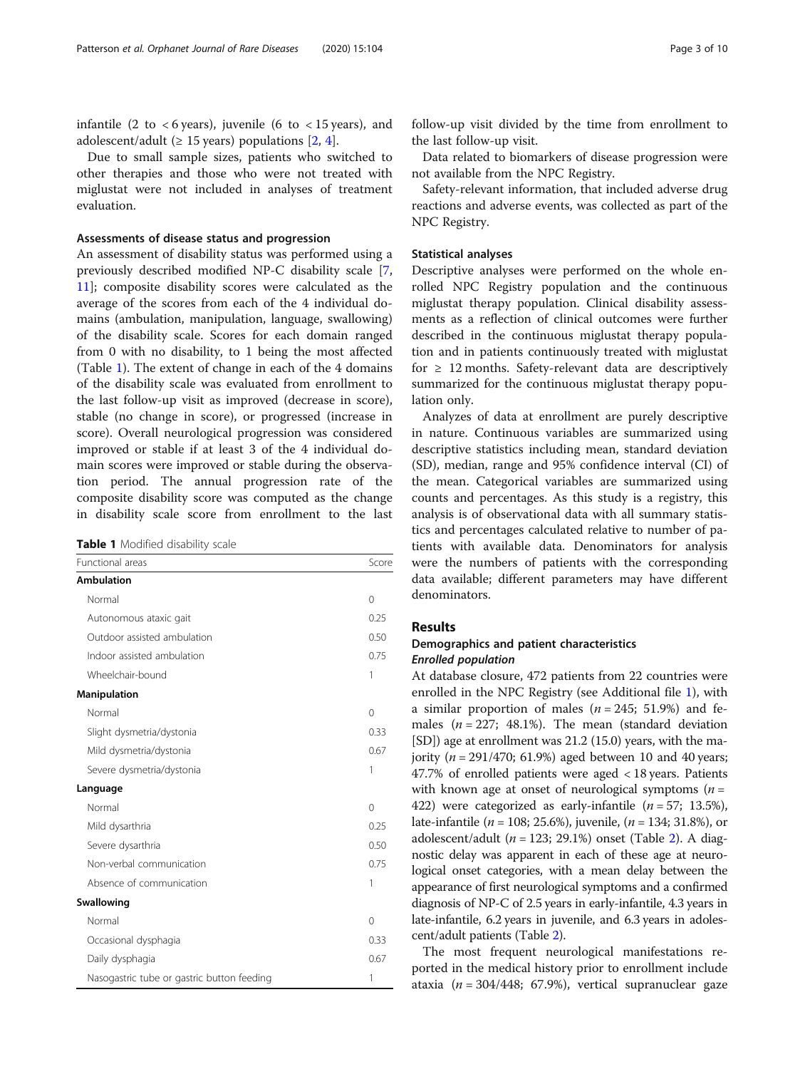infantile (2 to < 6 years), juvenile (6 to < 15 years), and adolescent/adult (≥ 15 years) populations [2, 4].

Due to small sample sizes, patients who switched to other therapies and those who were not treated with miglustat were not included in analyses of treatment evaluation.

### Assessments of disease status and progression

An assessment of disability status was performed using a previously described modified NP-C disability scale [7, 11]; composite disability scores were calculated as the average of the scores from each of the 4 individual domains (ambulation, manipulation, language, swallowing) of the disability scale. Scores for each domain ranged from 0 with no disability, to 1 being the most affected (Table 1). The extent of change in each of the 4 domains of the disability scale was evaluated from enrollment to the last follow-up visit as improved (decrease in score), stable (no change in score), or progressed (increase in score). Overall neurological progression was considered improved or stable if at least 3 of the 4 individual domain scores were improved or stable during the observation period. The annual progression rate of the composite disability score was computed as the change in disability scale score from enrollment to the last follow-up visit divided by the time from enrollment to the last follow-up visit.

**Table 1** Modified disability scale

| Functional areas | Score |
|---|---|
| **Ambulation** | |
| Normal | 0 |
| Autonomous ataxic gait | 0.25 |
| Outdoor assisted ambulation | 0.50 |
| Indoor assisted ambulation | 0.75 |
| Wheelchair-bound | 1 |
| **Manipulation** | |
| Normal | 0 |
| Slight dysmetria/dystonia | 0.33 |
| Mild dysmetria/dystonia | 0.67 |
| Severe dysmetria/dystonia | 1 |
| **Language** | |
| Normal | 0 |
| Mild dysarthria | 0.25 |
| Severe dysarthria | 0.50 |
| Non-verbal communication | 0.75 |
| Absence of communication | 1 |
| **Swallowing** | |
| Normal | 0 |
| Occasional dysphagia | 0.33 |
| Daily dysphagia | 0.67 |
| Nasogastric tube or gastric button feeding | 1 |

Data related to biomarkers of disease progression were not available from the NPC Registry.

Safety-relevant information, that included adverse drug reactions and adverse events, was collected as part of the NPC Registry.

### Statistical analyses

Descriptive analyses were performed on the whole enrolled NPC Registry population and the continuous miglustat therapy population. Clinical disability assessments as a reflection of clinical outcomes were further described in the continuous miglustat therapy population and in patients continuously treated with miglustat for ≥ 12 months. Safety-relevant data are descriptively summarized for the continuous miglustat therapy population only.

Analyzes of data at enrollment are purely descriptive in nature. Continuous variables are summarized using descriptive statistics including mean, standard deviation (SD), median, range and 95% confidence interval (CI) of the mean. Categorical variables are summarized using counts and percentages. As this study is a registry, this analysis is of observational data with all summary statistics and percentages calculated relative to number of patients with available data. Denominators for analysis were the numbers of patients with the corresponding data available; different parameters may have different denominators.

## Results

### Demographics and patient characteristics

#### *Enrolled population*

At database closure, 472 patients from 22 countries were enrolled in the NPC Registry (see Additional file 1), with a similar proportion of males ($n = 245$; 51.9%) and females ($n = 227$; 48.1%). The mean (standard deviation [SD]) age at enrollment was 21.2 (15.0) years, with the majority ($n = 291/470$; 61.9%) aged between 10 and 40 years; 47.7% of enrolled patients were aged < 18 years. Patients with known age at onset of neurological symptoms ($n = 422$) were categorized as early-infantile ($n = 57$; 13.5%), late-infantile ($n = 108$; 25.6%), juvenile, ($n = 134$; 31.8%), or adolescent/adult ($n = 123$; 29.1%) onset (Table 2). A diagnostic delay was apparent in each of these age at neurological onset categories, with a mean delay between the appearance of first neurological symptoms and a confirmed diagnosis of NP-C of 2.5 years in early-infantile, 4.3 years in late-infantile, 6.2 years in juvenile, and 6.3 years in adolescent/adult patients (Table 2).

The most frequent neurological manifestations reported in the medical history prior to enrollment include ataxia ($n = 304/448$; 67.9%), vertical supranuclear gaze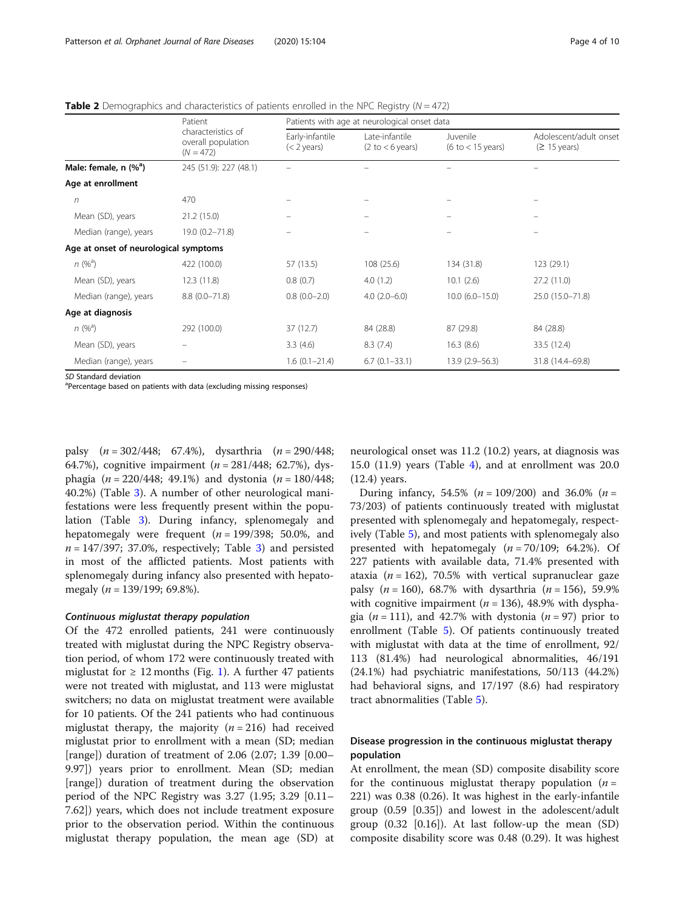**Table 2** Demographics and characteristics of patients enrolled in the NPC Registry ($N = 472$)

| | Patient characteristics of overall population ($N = 472$) | Patients with age at neurological onset data | | | |
|---|---|---|---|---|---|
| | | Early-infantile (< 2 years) | Late-infantile (2 to < 6 years) | Juvenile (6 to < 15 years) | Adolescent/adult onset (≥ 15 years) |
| **Male: female, n (%[a])** | 245 (51.9): 227 (48.1) | – | – | – | – |
| **Age at enrollment** | | | | | |
| *n* | 470 | – | – | – | – |
| Mean (SD), years | 21.2 (15.0) | – | – | – | – |
| Median (range), years | 19.0 (0.2–71.8) | – | – | – | – |
| **Age at onset of neurological symptoms** | | | | | |
| *n* (%[a]) | 422 (100.0) | 57 (13.5) | 108 (25.6) | 134 (31.8) | 123 (29.1) |
| Mean (SD), years | 12.3 (11.8) | 0.8 (0.7) | 4.0 (1.2) | 10.1 (2.6) | 27.2 (11.0) |
| Median (range), years | 8.8 (0.0–71.8) | 0.8 (0.0–2.0) | 4.0 (2.0–6.0) | 10.0 (6.0–15.0) | 25.0 (15.0–71.8) |
| **Age at diagnosis** | | | | | |
| *n* (%[a]) | 292 (100.0) | 37 (12.7) | 84 (28.8) | 87 (29.8) | 84 (28.8) |
| Mean (SD), years | – | 3.3 (4.6) | 8.3 (7.4) | 16.3 (8.6) | 33.5 (12.4) |
| Median (range), years | – | 1.6 (0.1–21.4) | 6.7 (0.1–33.1) | 13.9 (2.9–56.3) | 31.8 (14.4–69.8) |

*SD* Standard deviation
[a]Percentage based on patients with data (excluding missing responses)

palsy ($n = 302/448$; 67.4%), dysarthria ($n = 290/448$; 64.7%), cognitive impairment ($n = 281/448$; 62.7%), dysphagia ($n = 220/448$; 49.1%) and dystonia ($n = 180/448$; 40.2%) (Table 3). A number of other neurological manifestations were less frequently present within the population (Table 3). During infancy, splenomegaly and hepatomegaly were frequent ($n = 199/398$; 50.0%, and $n = 147/397$; 37.0%, respectively; Table 3) and persisted in most of the afflicted patients. Most patients with splenomegaly during infancy also presented with hepatomegaly ($n = 139/199$; 69.8%).

### Continuous miglustat therapy population

Of the 472 enrolled patients, 241 were continuously treated with miglustat during the NPC Registry observation period, of whom 172 were continuously treated with miglustat for ≥ 12 months (Fig. 1). A further 47 patients were not treated with miglustat, and 113 were miglustat switchers; no data on miglustat treatment were available for 10 patients. Of the 241 patients who had continuous miglustat therapy, the majority ($n = 216$) had received miglustat prior to enrollment with a mean (SD; median [range]) duration of treatment of 2.06 (2.07; 1.39 [0.00–9.97]) years prior to enrollment. Mean (SD; median [range]) duration of treatment during the observation period of the NPC Registry was 3.27 (1.95; 3.29 [0.11–7.62]) years, which does not include treatment exposure prior to the observation period. Within the continuous miglustat therapy population, the mean age (SD) at neurological onset was 11.2 (10.2) years, at diagnosis was 15.0 (11.9) years (Table 4), and at enrollment was 20.0 (12.4) years.

During infancy, 54.5% ($n = 109/200$) and 36.0% ($n = 73/203$) of patients continuously treated with miglustat presented with splenomegaly and hepatomegaly, respectively (Table 5), and most patients with splenomegaly also presented with hepatomegaly ($n = 70/109$; 64.2%). Of 227 patients with available data, 71.4% presented with ataxia ($n = 162$), 70.5% with vertical supranuclear gaze palsy ($n = 160$), 68.7% with dysarthria ($n = 156$), 59.9% with cognitive impairment ($n = 136$), 48.9% with dysphagia ($n = 111$), and 42.7% with dystonia ($n = 97$) prior to enrollment (Table 5). Of patients continuously treated with miglustat with data at the time of enrollment, 92/113 (81.4%) had neurological abnormalities, 46/191 (24.1%) had psychiatric manifestations, 50/113 (44.2%) had behavioral signs, and 17/197 (8.6) had respiratory tract abnormalities (Table 5).

## Disease progression in the continuous miglustat therapy population

At enrollment, the mean (SD) composite disability score for the continuous miglustat therapy population ($n = 221$) was 0.38 (0.26). It was highest in the early-infantile group (0.59 [0.35]) and lowest in the adolescent/adult group (0.32 [0.16]). At last follow-up the mean (SD) composite disability score was 0.48 (0.29). It was highest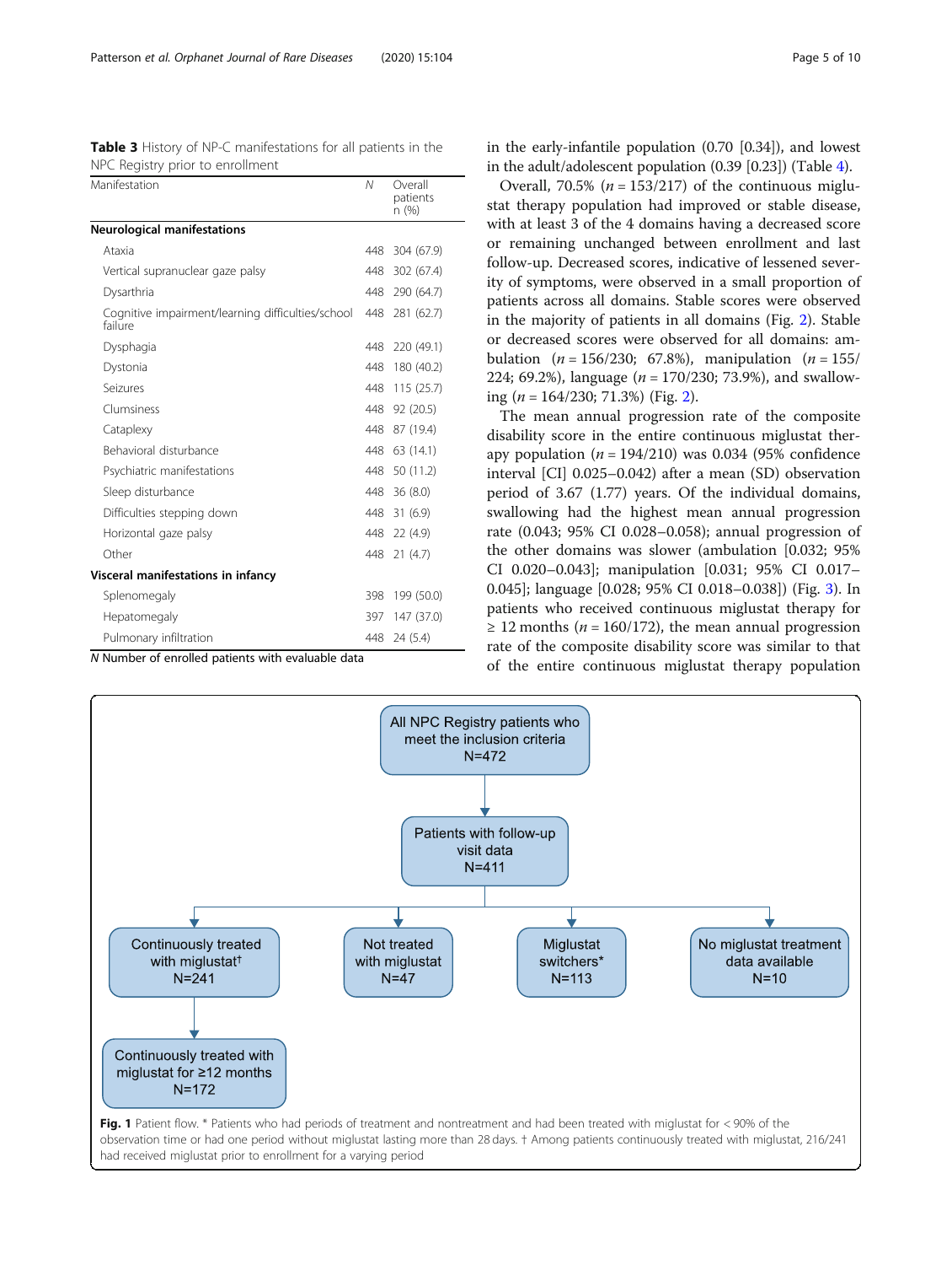**Table 3** History of NP-C manifestations for all patients in the NPC Registry prior to enrollment

| Manifestation | N | Overall patients n (%) |
|---|---|---|
| **Neurological manifestations** | | |
| Ataxia | 448 | 304 (67.9) |
| Vertical supranuclear gaze palsy | 448 | 302 (67.4) |
| Dysarthria | 448 | 290 (64.7) |
| Cognitive impairment/learning difficulties/school failure | 448 | 281 (62.7) |
| Dysphagia | 448 | 220 (49.1) |
| Dystonia | 448 | 180 (40.2) |
| Seizures | 448 | 115 (25.7) |
| Clumsiness | 448 | 92 (20.5) |
| Cataplexy | 448 | 87 (19.4) |
| Behavioral disturbance | 448 | 63 (14.1) |
| Psychiatric manifestations | 448 | 50 (11.2) |
| Sleep disturbance | 448 | 36 (8.0) |
| Difficulties stepping down | 448 | 31 (6.9) |
| Horizontal gaze palsy | 448 | 22 (4.9) |
| Other | 448 | 21 (4.7) |
| **Visceral manifestations in infancy** | | |
| Splenomegaly | 398 | 199 (50.0) |
| Hepatomegaly | 397 | 147 (37.0) |
| Pulmonary infiltration | 448 | 24 (5.4) |

*N* Number of enrolled patients with evaluable data

in the early-infantile population (0.70 [0.34]), and lowest in the adult/adolescent population (0.39 [0.23]) (Table 4).

Overall, 70.5% ($n = 153/217$) of the continuous miglustat therapy population had improved or stable disease, with at least 3 of the 4 domains having a decreased score or remaining unchanged between enrollment and last follow-up. Decreased scores, indicative of lessened severity of symptoms, were observed in a small proportion of patients across all domains. Stable scores were observed in the majority of patients in all domains (Fig. 2). Stable or decreased scores were observed for all domains: ambulation ($n = 156/230$; 67.8%), manipulation ($n = 155/224$; 69.2%), language ($n = 170/230$; 73.9%), and swallowing ($n = 164/230$; 71.3%) (Fig. 2).

The mean annual progression rate of the composite disability score in the entire continuous miglustat therapy population ($n = 194/210$) was 0.034 (95% confidence interval [CI] 0.025–0.042) after a mean (SD) observation period of 3.67 (1.77) years. Of the individual domains, swallowing had the highest mean annual progression rate (0.043; 95% CI 0.028–0.058); annual progression of the other domains was slower (ambulation [0.032; 95% CI 0.020–0.043]; manipulation [0.031; 95% CI 0.017–0.045]; language [0.028; 95% CI 0.018–0.038]) (Fig. 3). In patients who received continuous miglustat therapy for ≥ 12 months ($n = 160/172$), the mean annual progression rate of the composite disability score was similar to that of the entire continuous miglustat therapy population

All NPC Registry patients who meet the inclusion criteria N=472 → Patients with follow-up visit data N=411 → Continuously treated with miglustat[†] N=241 (→ Continuously treated with miglustat for ≥12 months N=172); Not treated with miglustat N=47; Miglustat switchers* N=113; No miglustat treatment data available N=10

**Fig. 1** Patient flow. * Patients who had periods of treatment and nontreatment and had been treated with miglustat for < 90% of the observation time or had one period without miglustat lasting more than 28 days. † Among patients continuously treated with miglustat, 216/241 had received miglustat prior to enrollment for a varying period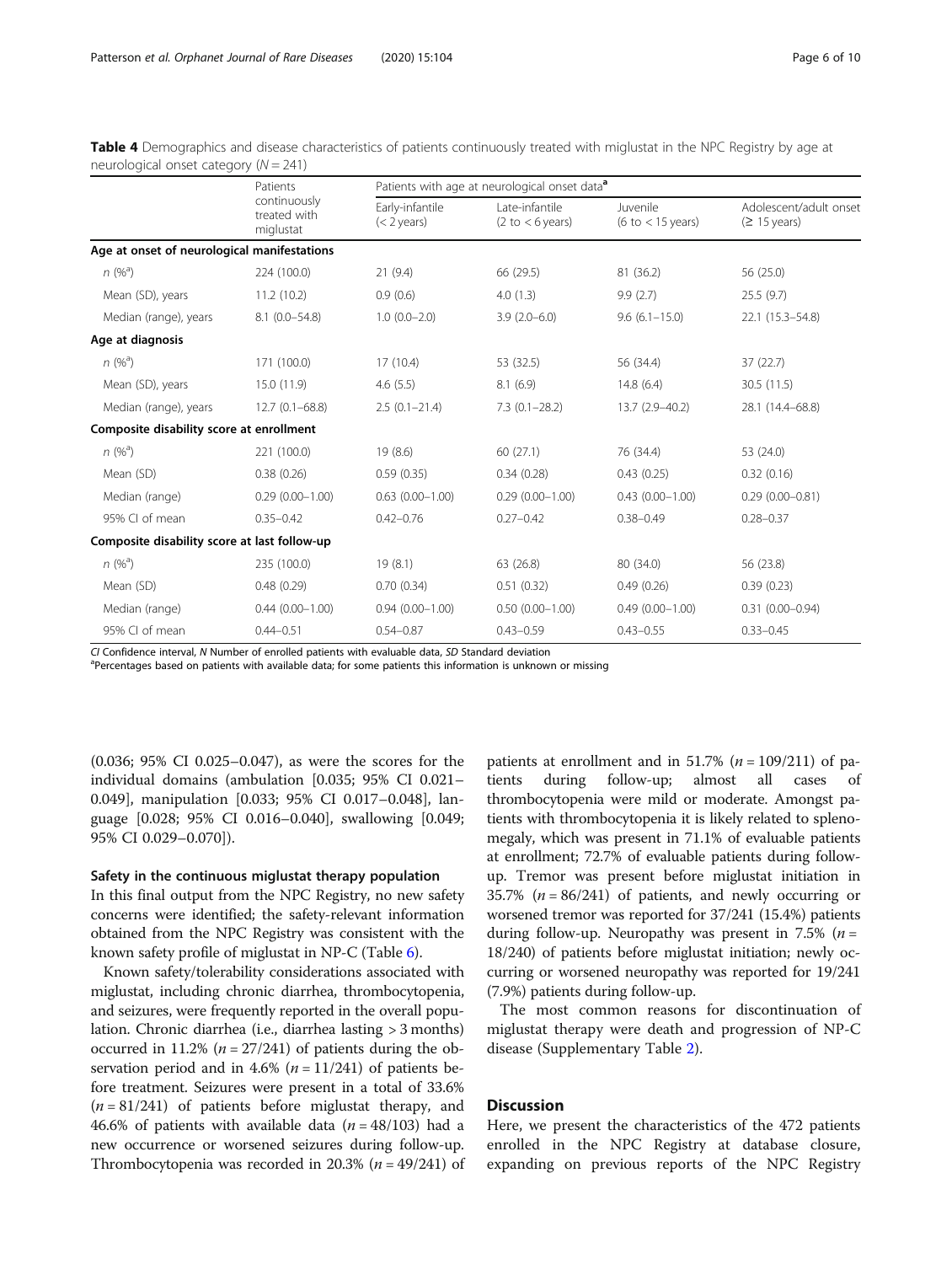**Table 4** Demographics and disease characteristics of patients continuously treated with miglustat in the NPC Registry by age at neurological onset category (N = 241)

| | Patients continuously treated with miglustat | Patients with age at neurological onset data[a] | | | |
|---|---|---|---|---|---|
| | | Early-infantile (< 2 years) | Late-infantile (2 to < 6 years) | Juvenile (6 to < 15 years) | Adolescent/adult onset (≥ 15 years) |
| **Age at onset of neurological manifestations** | | | | | |
| n (%[a]) | 224 (100.0) | 21 (9.4) | 66 (29.5) | 81 (36.2) | 56 (25.0) |
| Mean (SD), years | 11.2 (10.2) | 0.9 (0.6) | 4.0 (1.3) | 9.9 (2.7) | 25.5 (9.7) |
| Median (range), years | 8.1 (0.0–54.8) | 1.0 (0.0–2.0) | 3.9 (2.0–6.0) | 9.6 (6.1–15.0) | 22.1 (15.3–54.8) |
| **Age at diagnosis** | | | | | |
| n (%[a]) | 171 (100.0) | 17 (10.4) | 53 (32.5) | 56 (34.4) | 37 (22.7) |
| Mean (SD), years | 15.0 (11.9) | 4.6 (5.5) | 8.1 (6.9) | 14.8 (6.4) | 30.5 (11.5) |
| Median (range), years | 12.7 (0.1–68.8) | 2.5 (0.1–21.4) | 7.3 (0.1–28.2) | 13.7 (2.9–40.2) | 28.1 (14.4–68.8) |
| **Composite disability score at enrollment** | | | | | |
| n (%[a]) | 221 (100.0) | 19 (8.6) | 60 (27.1) | 76 (34.4) | 53 (24.0) |
| Mean (SD) | 0.38 (0.26) | 0.59 (0.35) | 0.34 (0.28) | 0.43 (0.25) | 0.32 (0.16) |
| Median (range) | 0.29 (0.00–1.00) | 0.63 (0.00–1.00) | 0.29 (0.00–1.00) | 0.43 (0.00–1.00) | 0.29 (0.00–0.81) |
| 95% CI of mean | 0.35–0.42 | 0.42–0.76 | 0.27–0.42 | 0.38–0.49 | 0.28–0.37 |
| **Composite disability score at last follow-up** | | | | | |
| n (%[a]) | 235 (100.0) | 19 (8.1) | 63 (26.8) | 80 (34.0) | 56 (23.8) |
| Mean (SD) | 0.48 (0.29) | 0.70 (0.34) | 0.51 (0.32) | 0.49 (0.26) | 0.39 (0.23) |
| Median (range) | 0.44 (0.00–1.00) | 0.94 (0.00–1.00) | 0.50 (0.00–1.00) | 0.49 (0.00–1.00) | 0.31 (0.00–0.94) |
| 95% CI of mean | 0.44–0.51 | 0.54–0.87 | 0.43–0.59 | 0.43–0.55 | 0.33–0.45 |

CI Confidence interval, N Number of enrolled patients with evaluable data, SD Standard deviation
[a]Percentages based on patients with available data; for some patients this information is unknown or missing

(0.036; 95% CI 0.025–0.047), as were the scores for the individual domains (ambulation [0.035; 95% CI 0.021–0.049], manipulation [0.033; 95% CI 0.017–0.048], language [0.028; 95% CI 0.016–0.040], swallowing [0.049; 95% CI 0.029–0.070]).

### Safety in the continuous miglustat therapy population

In this final output from the NPC Registry, no new safety concerns were identified; the safety-relevant information obtained from the NPC Registry was consistent with the known safety profile of miglustat in NP-C (Table 6).

Known safety/tolerability considerations associated with miglustat, including chronic diarrhea, thrombocytopenia, and seizures, were frequently reported in the overall population. Chronic diarrhea (i.e., diarrhea lasting > 3 months) occurred in 11.2% ($n = 27/241$) of patients during the observation period and in 4.6% ($n = 11/241$) of patients before treatment. Seizures were present in a total of 33.6% ($n = 81/241$) of patients before miglustat therapy, and 46.6% of patients with available data ($n = 48/103$) had a new occurrence or worsened seizures during follow-up. Thrombocytopenia was recorded in 20.3% ($n = 49/241$) of patients at enrollment and in 51.7% ($n = 109/211$) of patients during follow-up; almost all cases of thrombocytopenia were mild or moderate. Amongst patients with thrombocytopenia it is likely related to splenomegaly, which was present in 71.1% of evaluable patients at enrollment; 72.7% of evaluable patients during follow-up. Tremor was present before miglustat initiation in 35.7% ($n = 86/241$) of patients, and newly occurring or worsened tremor was reported for 37/241 (15.4%) patients during follow-up. Neuropathy was present in 7.5% ($n = 18/240$) of patients before miglustat initiation; newly occurring or worsened neuropathy was reported for 19/241 (7.9%) patients during follow-up.

The most common reasons for discontinuation of miglustat therapy were death and progression of NP-C disease (Supplementary Table 2).

## Discussion

Here, we present the characteristics of the 472 patients enrolled in the NPC Registry at database closure, expanding on previous reports of the NPC Registry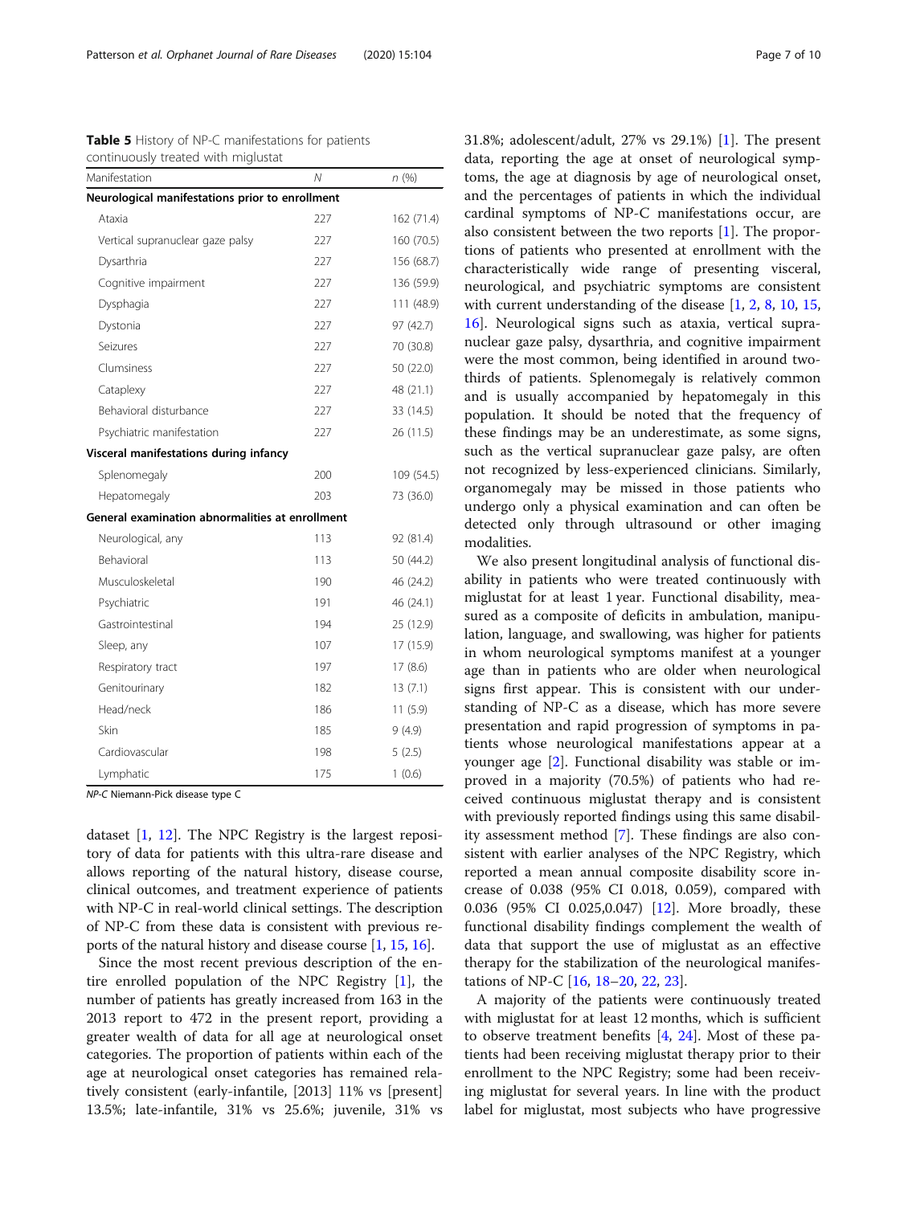**Table 5** History of NP-C manifestations for patients continuously treated with miglustat

| Manifestation | N | n (%) |
|---|---|---|
| **Neurological manifestations prior to enrollment** | | |
| Ataxia | 227 | 162 (71.4) |
| Vertical supranuclear gaze palsy | 227 | 160 (70.5) |
| Dysarthria | 227 | 156 (68.7) |
| Cognitive impairment | 227 | 136 (59.9) |
| Dysphagia | 227 | 111 (48.9) |
| Dystonia | 227 | 97 (42.7) |
| Seizures | 227 | 70 (30.8) |
| Clumsiness | 227 | 50 (22.0) |
| Cataplexy | 227 | 48 (21.1) |
| Behavioral disturbance | 227 | 33 (14.5) |
| Psychiatric manifestation | 227 | 26 (11.5) |
| **Visceral manifestations during infancy** | | |
| Splenomegaly | 200 | 109 (54.5) |
| Hepatomegaly | 203 | 73 (36.0) |
| **General examination abnormalities at enrollment** | | |
| Neurological, any | 113 | 92 (81.4) |
| Behavioral | 113 | 50 (44.2) |
| Musculoskeletal | 190 | 46 (24.2) |
| Psychiatric | 191 | 46 (24.1) |
| Gastrointestinal | 194 | 25 (12.9) |
| Sleep, any | 107 | 17 (15.9) |
| Respiratory tract | 197 | 17 (8.6) |
| Genitourinary | 182 | 13 (7.1) |
| Head/neck | 186 | 11 (5.9) |
| Skin | 185 | 9 (4.9) |
| Cardiovascular | 198 | 5 (2.5) |
| Lymphatic | 175 | 1 (0.6) |

*NP-C* Niemann-Pick disease type C

dataset [1, 12]. The NPC Registry is the largest repository of data for patients with this ultra-rare disease and allows reporting of the natural history, disease course, clinical outcomes, and treatment experience of patients with NP-C in real-world clinical settings. The description of NP-C from these data is consistent with previous reports of the natural history and disease course [1, 15, 16].

Since the most recent previous description of the entire enrolled population of the NPC Registry [1], the number of patients has greatly increased from 163 in the 2013 report to 472 in the present report, providing a greater wealth of data for all age at neurological onset categories. The proportion of patients within each of the age at neurological onset categories has remained relatively consistent (early-infantile, [2013] 11% vs [present] 13.5%; late-infantile, 31% vs 25.6%; juvenile, 31% vs 31.8%; adolescent/adult, 27% vs 29.1%) [1]. The present data, reporting the age at onset of neurological symptoms, the age at diagnosis by age of neurological onset, and the percentages of patients in which the individual cardinal symptoms of NP-C manifestations occur, are also consistent between the two reports [1]. The proportions of patients who presented at enrollment with the characteristically wide range of presenting visceral, neurological, and psychiatric symptoms are consistent with current understanding of the disease [1, 2, 8, 10, 15, 16]. Neurological signs such as ataxia, vertical supranuclear gaze palsy, dysarthria, and cognitive impairment were the most common, being identified in around two-thirds of patients. Splenomegaly is relatively common and is usually accompanied by hepatomegaly in this population. It should be noted that the frequency of these findings may be an underestimate, as some signs, such as the vertical supranuclear gaze palsy, are often not recognized by less-experienced clinicians. Similarly, organomegaly may be missed in those patients who undergo only a physical examination and can often be detected only through ultrasound or other imaging modalities.

We also present longitudinal analysis of functional disability in patients who were treated continuously with miglustat for at least 1 year. Functional disability, measured as a composite of deficits in ambulation, manipulation, language, and swallowing, was higher for patients in whom neurological symptoms manifest at a younger age than in patients who are older when neurological signs first appear. This is consistent with our understanding of NP-C as a disease, which has more severe presentation and rapid progression of symptoms in patients whose neurological manifestations appear at a younger age [2]. Functional disability was stable or improved in a majority (70.5%) of patients who had received continuous miglustat therapy and is consistent with previously reported findings using this same disability assessment method [7]. These findings are also consistent with earlier analyses of the NPC Registry, which reported a mean annual composite disability score increase of 0.038 (95% CI 0.018, 0.059), compared with 0.036 (95% CI 0.025,0.047) [12]. More broadly, these functional disability findings complement the wealth of data that support the use of miglustat as an effective therapy for the stabilization of the neurological manifestations of NP-C [16, 18–20, 22, 23].

A majority of the patients were continuously treated with miglustat for at least 12 months, which is sufficient to observe treatment benefits [4, 24]. Most of these patients had been receiving miglustat therapy prior to their enrollment to the NPC Registry; some had been receiving miglustat for several years. In line with the product label for miglustat, most subjects who have progressive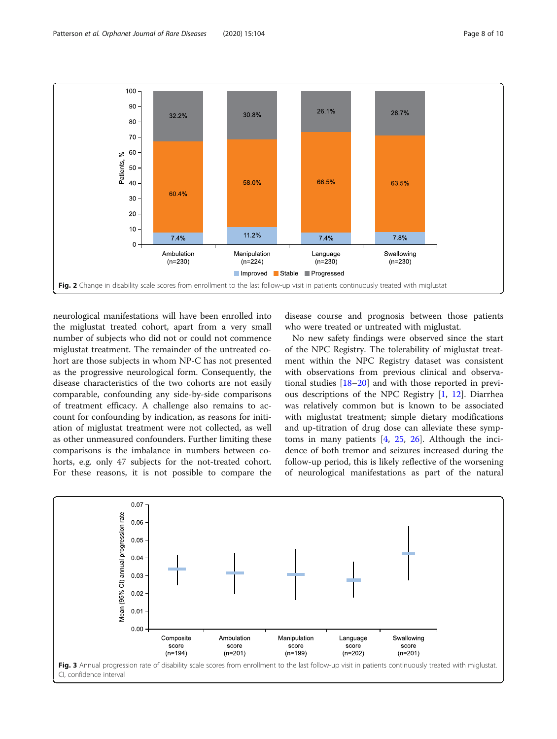Fig. 2 Change in disability scale scores from enrollment to the last follow-up visit in patients continuously treated with miglustat

neurological manifestations will have been enrolled into the miglustat treated cohort, apart from a very small number of subjects who did not or could not commence miglustat treatment. The remainder of the untreated cohort are those subjects in whom NP-C has not presented as the progressive neurological form. Consequently, the disease characteristics of the two cohorts are not easily comparable, confounding any side-by-side comparisons of treatment efficacy. A challenge also remains to account for confounding by indication, as reasons for initiation of miglustat treatment were not collected, as well as other unmeasured confounders. Further limiting these comparisons is the imbalance in numbers between cohorts, e.g. only 47 subjects for the not-treated cohort. For these reasons, it is not possible to compare the disease course and prognosis between those patients who were treated or untreated with miglustat.

No new safety findings were observed since the start of the NPC Registry. The tolerability of miglustat treatment within the NPC Registry dataset was consistent with observations from previous clinical and observational studies [18–20] and with those reported in previous descriptions of the NPC Registry [1, 12]. Diarrhea was relatively common but is known to be associated with miglustat treatment; simple dietary modifications and up-titration of drug dose can alleviate these symptoms in many patients [4, 25, 26]. Although the incidence of both tremor and seizures increased during the follow-up period, this is likely reflective of the worsening of neurological manifestations as part of the natural

Fig. 3 Annual progression rate of disability scale scores from enrollment to the last follow-up visit in patients continuously treated with miglustat. CI, confidence interval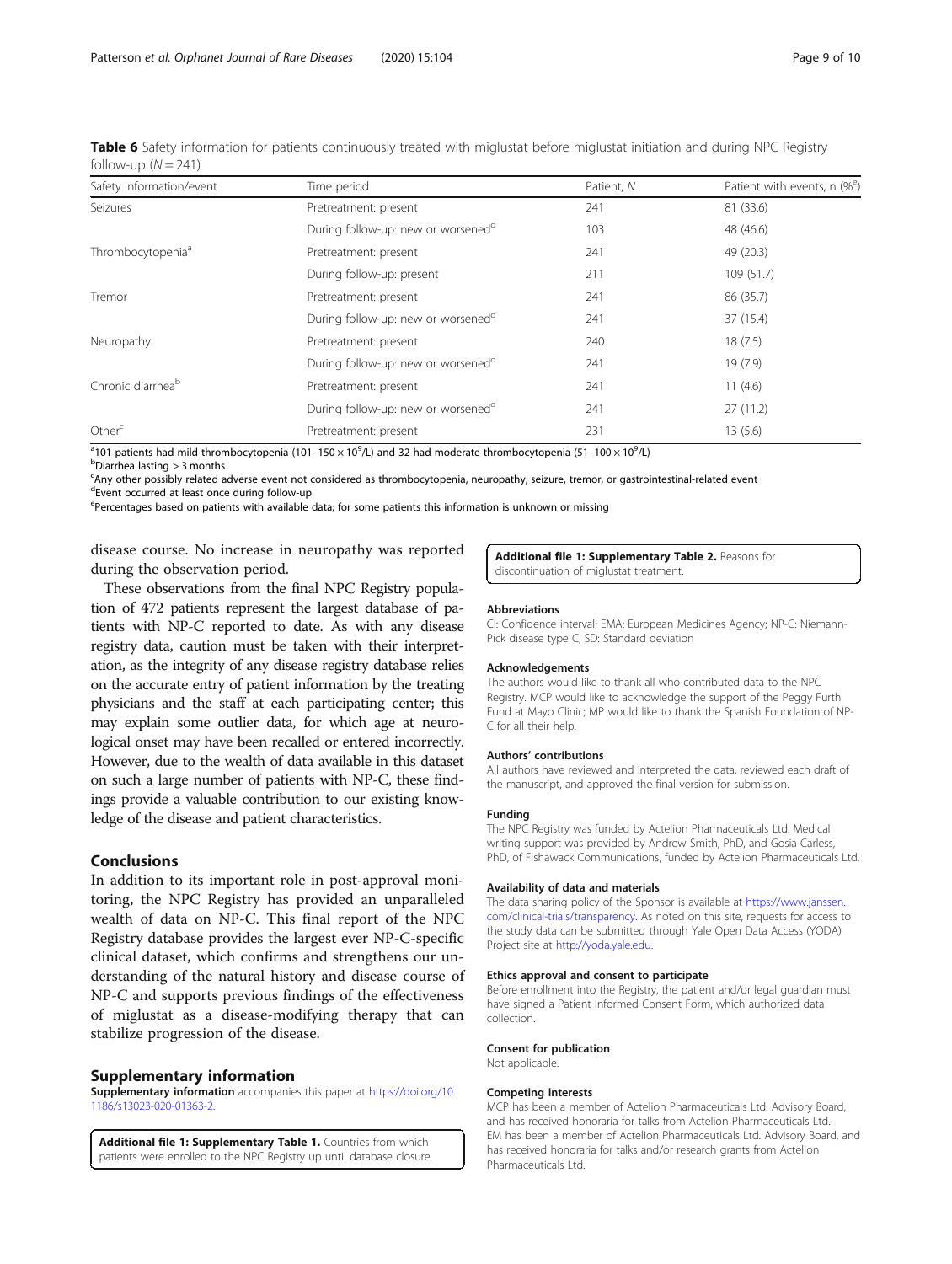**Table 6** Safety information for patients continuously treated with miglustat before miglustat initiation and during NPC Registry follow-up ($N = 241$)

| Safety information/event | Time period | Patient, N | Patient with events, n (%[e]) |
|---|---|---|---|
| Seizures | Pretreatment: present | 241 | 81 (33.6) |
| | During follow-up: new or worsened[d] | 103 | 48 (46.6) |
| Thrombocytopenia[a] | Pretreatment: present | 241 | 49 (20.3) |
| | During follow-up: present | 211 | 109 (51.7) |
| Tremor | Pretreatment: present | 241 | 86 (35.7) |
| | During follow-up: new or worsened[d] | 241 | 37 (15.4) |
| Neuropathy | Pretreatment: present | 240 | 18 (7.5) |
| | During follow-up: new or worsened[d] | 241 | 19 (7.9) |
| Chronic diarrhea[b] | Pretreatment: present | 241 | 11 (4.6) |
| | During follow-up: new or worsened[d] | 241 | 27 (11.2) |
| Other[c] | Pretreatment: present | 231 | 13 (5.6) |

[a]101 patients had mild thrombocytopenia (101–150 × $10^9$/L) and 32 had moderate thrombocytopenia (51–100 × $10^9$/L)
[b]Diarrhea lasting > 3 months
[c]Any other possibly related adverse event not considered as thrombocytopenia, neuropathy, seizure, tremor, or gastrointestinal-related event
[d]Event occurred at least once during follow-up
[e]Percentages based on patients with available data; for some patients this information is unknown or missing

disease course. No increase in neuropathy was reported during the observation period.

These observations from the final NPC Registry population of 472 patients represent the largest database of patients with NP-C reported to date. As with any disease registry data, caution must be taken with their interpretation, as the integrity of any disease registry database relies on the accurate entry of patient information by the treating physicians and the staff at each participating center; this may explain some outlier data, for which age at neurological onset may have been recalled or entered incorrectly. However, due to the wealth of data available in this dataset on such a large number of patients with NP-C, these findings provide a valuable contribution to our existing knowledge of the disease and patient characteristics.

## Conclusions

In addition to its important role in post-approval monitoring, the NPC Registry has provided an unparalleled wealth of data on NP-C. This final report of the NPC Registry database provides the largest ever NP-C-specific clinical dataset, which confirms and strengthens our understanding of the natural history and disease course of NP-C and supports previous findings of the effectiveness of miglustat as a disease-modifying therapy that can stabilize progression of the disease.

## Supplementary information

**Supplementary information** accompanies this paper at https://doi.org/10.1186/s13023-020-01363-2.

**Additional file 1: Supplementary Table 1.** Countries from which patients were enrolled to the NPC Registry up until database closure.

**Additional file 1: Supplementary Table 2.** Reasons for discontinuation of miglustat treatment.

### Abbreviations

CI: Confidence interval; EMA: European Medicines Agency; NP-C: Niemann-Pick disease type C; SD: Standard deviation

### Acknowledgements

The authors would like to thank all who contributed data to the NPC Registry. MCP would like to acknowledge the support of the Peggy Furth Fund at Mayo Clinic; MP would like to thank the Spanish Foundation of NP-C for all their help.

### Authors' contributions

All authors have reviewed and interpreted the data, reviewed each draft of the manuscript, and approved the final version for submission.

### Funding

The NPC Registry was funded by Actelion Pharmaceuticals Ltd. Medical writing support was provided by Andrew Smith, PhD, and Gosia Carless, PhD, of Fishawack Communications, funded by Actelion Pharmaceuticals Ltd.

### Availability of data and materials

The data sharing policy of the Sponsor is available at https://www.janssen.com/clinical-trials/transparency. As noted on this site, requests for access to the study data can be submitted through Yale Open Data Access (YODA) Project site at http://yoda.yale.edu.

### Ethics approval and consent to participate

Before enrollment into the Registry, the patient and/or legal guardian must have signed a Patient Informed Consent Form, which authorized data collection.

### Consent for publication

Not applicable.

### Competing interests

MCP has been a member of Actelion Pharmaceuticals Ltd. Advisory Board, and has received honoraria for talks from Actelion Pharmaceuticals Ltd. EM has been a member of Actelion Pharmaceuticals Ltd. Advisory Board, and has received honoraria for talks and/or research grants from Actelion Pharmaceuticals Ltd.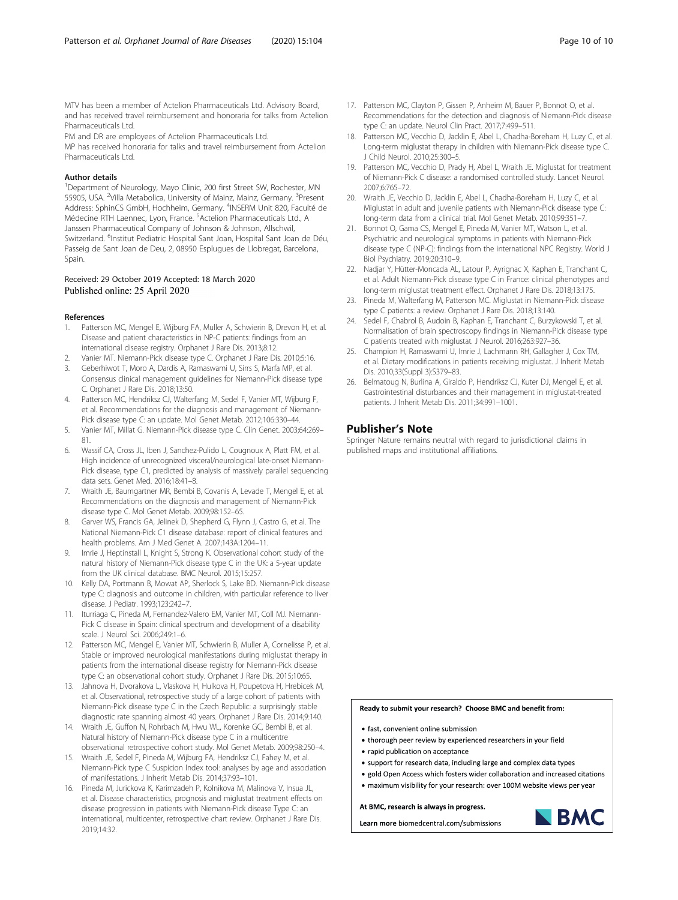MTV has been a member of Actelion Pharmaceuticals Ltd. Advisory Board, and has received travel reimbursement and honoraria for talks from Actelion Pharmaceuticals Ltd.

PM and DR are employees of Actelion Pharmaceuticals Ltd.

MP has received honoraria for talks and travel reimbursement from Actelion Pharmaceuticals Ltd.

#### Author details

[1]Department of Neurology, Mayo Clinic, 200 first Street SW, Rochester, MN 55905, USA. [2]Villa Metabolica, University of Mainz, Mainz, Germany. [3]Present Address: SphinCS GmbH, Hochheim, Germany. [4]INSERM Unit 820, Faculté de Médecine RTH Laennec, Lyon, France. [5]Actelion Pharmaceuticals Ltd., A Janssen Pharmaceutical Company of Johnson & Johnson, Allschwil, Switzerland. [6]Institut Pediatric Hospital Sant Joan, Hospital Sant Joan de Déu, Passeig de Sant Joan de Deu, 2, 08950 Esplugues de Llobregat, Barcelona, Spain.

Received: 29 October 2019 Accepted: 18 March 2020
Published online: 25 April 2020

#### References

1. Patterson MC, Mengel E, Wijburg FA, Muller A, Schwierin B, Drevon H, et al. Disease and patient characteristics in NP-C patients: findings from an international disease registry. Orphanet J Rare Dis. 2013;8:12.
2. Vanier MT. Niemann-Pick disease type C. Orphanet J Rare Dis. 2010;5:16.
3. Geberhiwot T, Moro A, Dardis A, Ramaswami U, Sirrs S, Marfa MP, et al. Consensus clinical management guidelines for Niemann-Pick disease type C. Orphanet J Rare Dis. 2018;13:50.
4. Patterson MC, Hendriksz CJ, Walterfang M, Sedel F, Vanier MT, Wijburg F, et al. Recommendations for the diagnosis and management of Niemann-Pick disease type C: an update. Mol Genet Metab. 2012;106:330–44.
5. Vanier MT, Millat G. Niemann-Pick disease type C. Clin Genet. 2003;64:269–81.
6. Wassif CA, Cross JL, Iben J, Sanchez-Pulido L, Cougnoux A, Platt FM, et al. High incidence of unrecognized visceral/neurological late-onset Niemann-Pick disease, type C1, predicted by analysis of massively parallel sequencing data sets. Genet Med. 2016;18:41–8.
7. Wraith JE, Baumgartner MR, Bembi B, Covanis A, Levade T, Mengel E, et al. Recommendations on the diagnosis and management of Niemann-Pick disease type C. Mol Genet Metab. 2009;98:152–65.
8. Garver WS, Francis GA, Jelinek D, Shepherd G, Flynn J, Castro G, et al. The National Niemann-Pick C1 disease database: report of clinical features and health problems. Am J Med Genet A. 2007;143A:1204–11.
9. Imrie J, Heptinstall L, Knight S, Strong K. Observational cohort study of the natural history of Niemann-Pick disease type C in the UK: a 5-year update from the UK clinical database. BMC Neurol. 2015;15:257.
10. Kelly DA, Portmann B, Mowat AP, Sherlock S, Lake BD. Niemann-Pick disease type C: diagnosis and outcome in children, with particular reference to liver disease. J Pediatr. 1993;123:242–7.
11. Iturriaga C, Pineda M, Fernandez-Valero EM, Vanier MT, Coll MJ. Niemann-Pick C disease in Spain: clinical spectrum and development of a disability scale. J Neurol Sci. 2006;249:1–6.
12. Patterson MC, Mengel E, Vanier MT, Schwierin B, Muller A, Cornelisse P, et al. Stable or improved neurological manifestations during miglustat therapy in patients from the international disease registry for Niemann-Pick disease type C: an observational cohort study. Orphanet J Rare Dis. 2015;10:65.
13. Jahnova H, Dvorakova L, Vlaskova H, Hulkova H, Poupetova H, Hrebicek M, et al. Observational, retrospective study of a large cohort of patients with Niemann-Pick disease type C in the Czech Republic: a surprisingly stable diagnostic rate spanning almost 40 years. Orphanet J Rare Dis. 2014;9:140.
14. Wraith JE, Guffon N, Rohrbach M, Hwu WL, Korenke GC, Bembi B, et al. Natural history of Niemann-Pick disease type C in a multicentre observational retrospective cohort study. Mol Genet Metab. 2009;98:250–4.
15. Wraith JE, Sedel F, Pineda M, Wijburg FA, Hendriksz CJ, Fahey M, et al. Niemann-Pick type C Suspicion Index tool: analyses by age and association of manifestations. J Inherit Metab Dis. 2014;37:93–101.
16. Pineda M, Juríckova K, Karimzadeh P, Kolnikova M, Malinova V, Insua JL, et al. Disease characteristics, prognosis and miglustat treatment effects on disease progression in patients with Niemann-Pick disease Type C: an international, multicenter, retrospective chart review. Orphanet J Rare Dis. 2019;14:32.
17. Patterson MC, Clayton P, Gissen P, Anheim M, Bauer P, Bonnot O, et al. Recommendations for the detection and diagnosis of Niemann-Pick disease type C: an update. Neurol Clin Pract. 2017;7:499–511.
18. Patterson MC, Vecchio D, Jacklin E, Abel L, Chadha-Boreham H, Luzy C, et al. Long-term miglustat therapy in children with Niemann-Pick disease type C. J Child Neurol. 2010;25:300–5.
19. Patterson MC, Vecchio D, Prady H, Abel L, Wraith JE. Miglustat for treatment of Niemann-Pick C disease: a randomised controlled study. Lancet Neurol. 2007;6:765–72.
20. Wraith JE, Vecchio D, Jacklin E, Abel L, Chadha-Boreham H, Luzy C, et al. Miglustat in adult and juvenile patients with Niemann-Pick disease type C: long-term data from a clinical trial. Mol Genet Metab. 2010;99:351–7.
21. Bonnot O, Gama CS, Mengel E, Pineda M, Vanier MT, Watson L, et al. Psychiatric and neurological symptoms in patients with Niemann-Pick disease type C (NP-C): findings from the international NPC Registry. World J Biol Psychiatry. 2019;20:310–9.
22. Nadjar Y, Hütter-Moncada AL, Latour P, Ayrignac X, Kaphan E, Tranchant C, et al. Adult Niemann-Pick disease type C in France: clinical phenotypes and long-term miglustat treatment effect. Orphanet J Rare Dis. 2018;13:175.
23. Pineda M, Walterfang M, Patterson MC. Miglustat in Niemann-Pick disease type C patients: a review. Orphanet J Rare Dis. 2018;13:140.
24. Sedel F, Chabrol B, Audoin B, Kaphan E, Tranchant C, Burzykowski T, et al. Normalisation of brain spectroscopy findings in Niemann-Pick disease type C patients treated with miglustat. J Neurol. 2016;263:927–36.
25. Champion H, Ramaswami U, Imrie J, Lachmann RH, Gallagher J, Cox TM, et al. Dietary modifications in patients receiving miglustat. J Inherit Metab Dis. 2010;33(Suppl 3):S379–83.
26. Belmatoug N, Burlina A, Giraldo P, Hendriksz CJ, Kuter DJ, Mengel E, et al. Gastrointestinal disturbances and their management in miglustat-treated patients. J Inherit Metab Dis. 2011;34:991–1001.

## Publisher's Note

Springer Nature remains neutral with regard to jurisdictional claims in published maps and institutional affiliations.

**Ready to submit your research? Choose BMC and benefit from:**

- fast, convenient online submission
- thorough peer review by experienced researchers in your field
- rapid publication on acceptance
- support for research data, including large and complex data types
- gold Open Access which fosters wider collaboration and increased citations
- maximum visibility for your research: over 100M website views per year

**At BMC, research is always in progress.**

**Learn more** biomedcentral.com/submissions

BMC